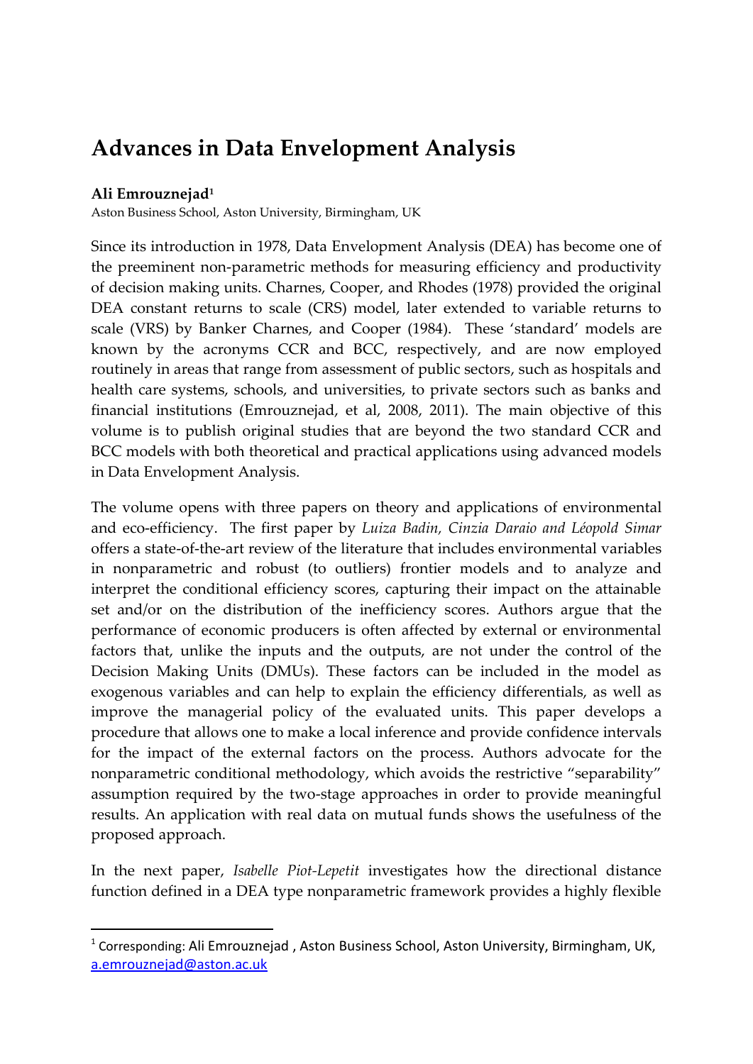# Advances in Data Envelopment Analysis

**Ali Emrouznejad**[1]

Aston Business School, Aston University, Birmingham, UK

Since its introduction in 1978, Data Envelopment Analysis (DEA) has become one of the preeminent non-parametric methods for measuring efficiency and productivity of decision making units. Charnes, Cooper, and Rhodes (1978) provided the original DEA constant returns to scale (CRS) model, later extended to variable returns to scale (VRS) by Banker Charnes, and Cooper (1984). These 'standard' models are known by the acronyms CCR and BCC, respectively, and are now employed routinely in areas that range from assessment of public sectors, such as hospitals and health care systems, schools, and universities, to private sectors such as banks and financial institutions (Emrouznejad, et al, 2008, 2011). The main objective of this volume is to publish original studies that are beyond the two standard CCR and BCC models with both theoretical and practical applications using advanced models in Data Envelopment Analysis.

The volume opens with three papers on theory and applications of environmental and eco-efficiency. The first paper by *Luiza Badin, Cinzia Daraio and Léopold Simar* offers a state-of-the-art review of the literature that includes environmental variables in nonparametric and robust (to outliers) frontier models and to analyze and interpret the conditional efficiency scores, capturing their impact on the attainable set and/or on the distribution of the inefficiency scores. Authors argue that the performance of economic producers is often affected by external or environmental factors that, unlike the inputs and the outputs, are not under the control of the Decision Making Units (DMUs). These factors can be included in the model as exogenous variables and can help to explain the efficiency differentials, as well as improve the managerial policy of the evaluated units. This paper develops a procedure that allows one to make a local inference and provide confidence intervals for the impact of the external factors on the process. Authors advocate for the nonparametric conditional methodology, which avoids the restrictive "separability" assumption required by the two-stage approaches in order to provide meaningful results. An application with real data on mutual funds shows the usefulness of the proposed approach.

In the next paper, *Isabelle Piot-Lepetit* investigates how the directional distance function defined in a DEA type nonparametric framework provides a highly flexible

---

[1] Corresponding: Ali Emrouznejad , Aston Business School, Aston University, Birmingham, UK, a.emrouznejad@aston.ac.uk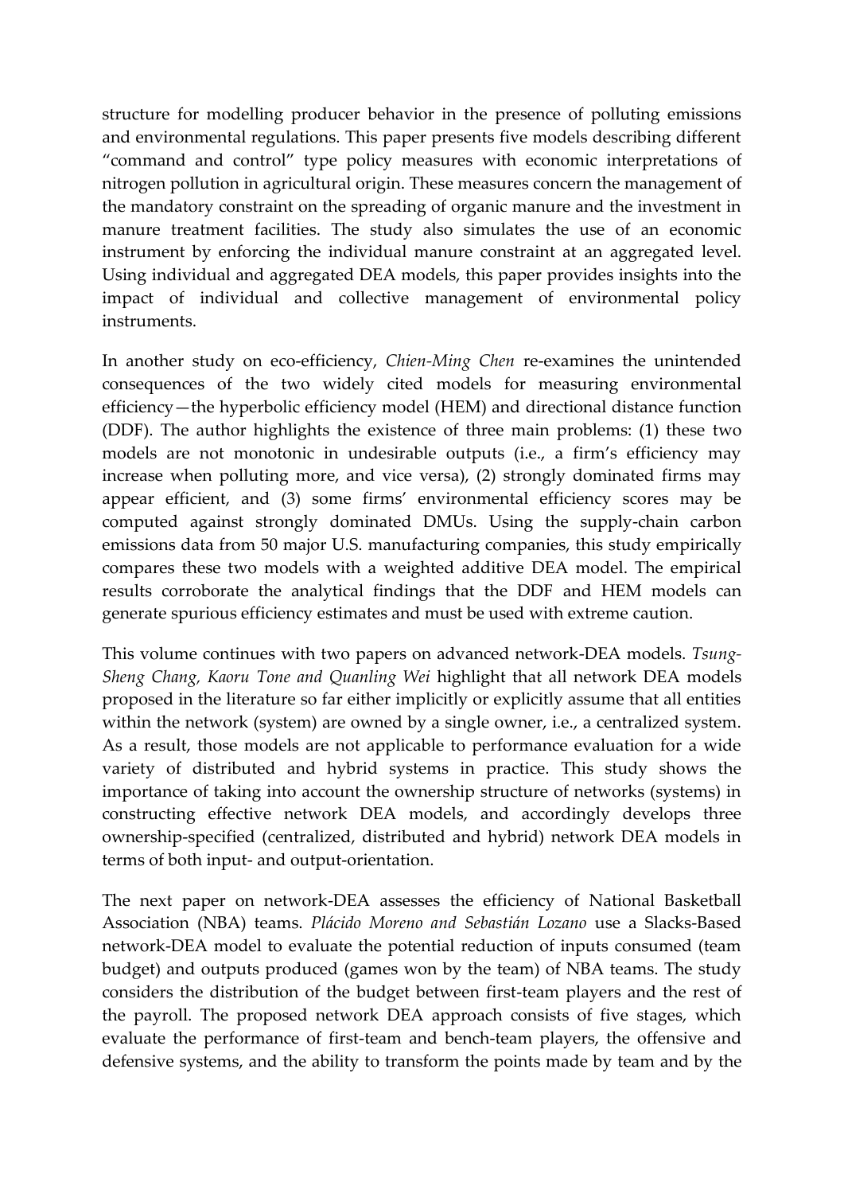structure for modelling producer behavior in the presence of polluting emissions and environmental regulations. This paper presents five models describing different "command and control" type policy measures with economic interpretations of nitrogen pollution in agricultural origin. These measures concern the management of the mandatory constraint on the spreading of organic manure and the investment in manure treatment facilities. The study also simulates the use of an economic instrument by enforcing the individual manure constraint at an aggregated level. Using individual and aggregated DEA models, this paper provides insights into the impact of individual and collective management of environmental policy instruments.

In another study on eco-efficiency, *Chien-Ming Chen* re-examines the unintended consequences of the two widely cited models for measuring environmental efficiency—the hyperbolic efficiency model (HEM) and directional distance function (DDF). The author highlights the existence of three main problems: (1) these two models are not monotonic in undesirable outputs (i.e., a firm's efficiency may increase when polluting more, and vice versa), (2) strongly dominated firms may appear efficient, and (3) some firms' environmental efficiency scores may be computed against strongly dominated DMUs. Using the supply-chain carbon emissions data from 50 major U.S. manufacturing companies, this study empirically compares these two models with a weighted additive DEA model. The empirical results corroborate the analytical findings that the DDF and HEM models can generate spurious efficiency estimates and must be used with extreme caution.

This volume continues with two papers on advanced network-DEA models. *Tsung-Sheng Chang, Kaoru Tone and Quanling Wei* highlight that all network DEA models proposed in the literature so far either implicitly or explicitly assume that all entities within the network (system) are owned by a single owner, i.e., a centralized system. As a result, those models are not applicable to performance evaluation for a wide variety of distributed and hybrid systems in practice. This study shows the importance of taking into account the ownership structure of networks (systems) in constructing effective network DEA models, and accordingly develops three ownership-specified (centralized, distributed and hybrid) network DEA models in terms of both input- and output-orientation.

The next paper on network-DEA assesses the efficiency of National Basketball Association (NBA) teams. *Plácido Moreno and Sebastián Lozano* use a Slacks-Based network-DEA model to evaluate the potential reduction of inputs consumed (team budget) and outputs produced (games won by the team) of NBA teams. The study considers the distribution of the budget between first-team players and the rest of the payroll. The proposed network DEA approach consists of five stages, which evaluate the performance of first-team and bench-team players, the offensive and defensive systems, and the ability to transform the points made by team and by the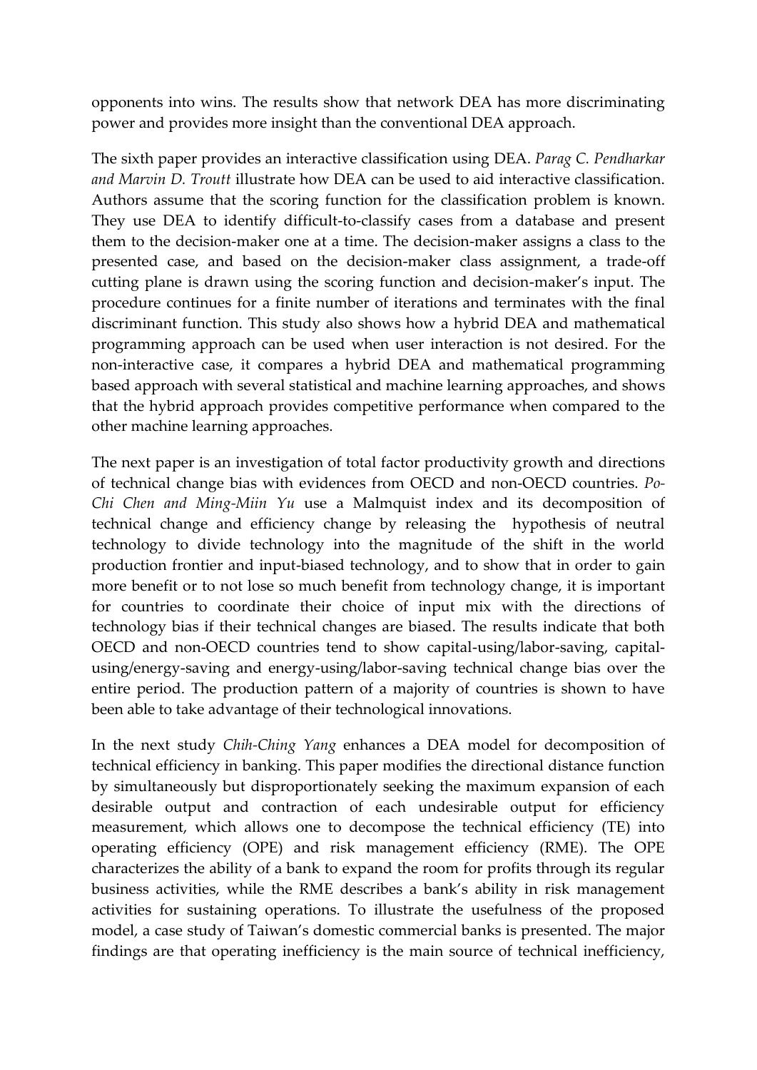opponents into wins. The results show that network DEA has more discriminating power and provides more insight than the conventional DEA approach.

The sixth paper provides an interactive classification using DEA. *Parag C. Pendharkar and Marvin D. Troutt* illustrate how DEA can be used to aid interactive classification. Authors assume that the scoring function for the classification problem is known. They use DEA to identify difficult-to-classify cases from a database and present them to the decision-maker one at a time. The decision-maker assigns a class to the presented case, and based on the decision-maker class assignment, a trade-off cutting plane is drawn using the scoring function and decision-maker's input. The procedure continues for a finite number of iterations and terminates with the final discriminant function. This study also shows how a hybrid DEA and mathematical programming approach can be used when user interaction is not desired. For the non-interactive case, it compares a hybrid DEA and mathematical programming based approach with several statistical and machine learning approaches, and shows that the hybrid approach provides competitive performance when compared to the other machine learning approaches.

The next paper is an investigation of total factor productivity growth and directions of technical change bias with evidences from OECD and non-OECD countries. *Po-Chi Chen and Ming-Miin Yu* use a Malmquist index and its decomposition of technical change and efficiency change by releasing the hypothesis of neutral technology to divide technology into the magnitude of the shift in the world production frontier and input-biased technology, and to show that in order to gain more benefit or to not lose so much benefit from technology change, it is important for countries to coordinate their choice of input mix with the directions of technology bias if their technical changes are biased. The results indicate that both OECD and non-OECD countries tend to show capital-using/labor-saving, capital-using/energy-saving and energy-using/labor-saving technical change bias over the entire period. The production pattern of a majority of countries is shown to have been able to take advantage of their technological innovations.

In the next study *Chih-Ching Yang* enhances a DEA model for decomposition of technical efficiency in banking. This paper modifies the directional distance function by simultaneously but disproportionately seeking the maximum expansion of each desirable output and contraction of each undesirable output for efficiency measurement, which allows one to decompose the technical efficiency (TE) into operating efficiency (OPE) and risk management efficiency (RME). The OPE characterizes the ability of a bank to expand the room for profits through its regular business activities, while the RME describes a bank's ability in risk management activities for sustaining operations. To illustrate the usefulness of the proposed model, a case study of Taiwan's domestic commercial banks is presented. The major findings are that operating inefficiency is the main source of technical inefficiency,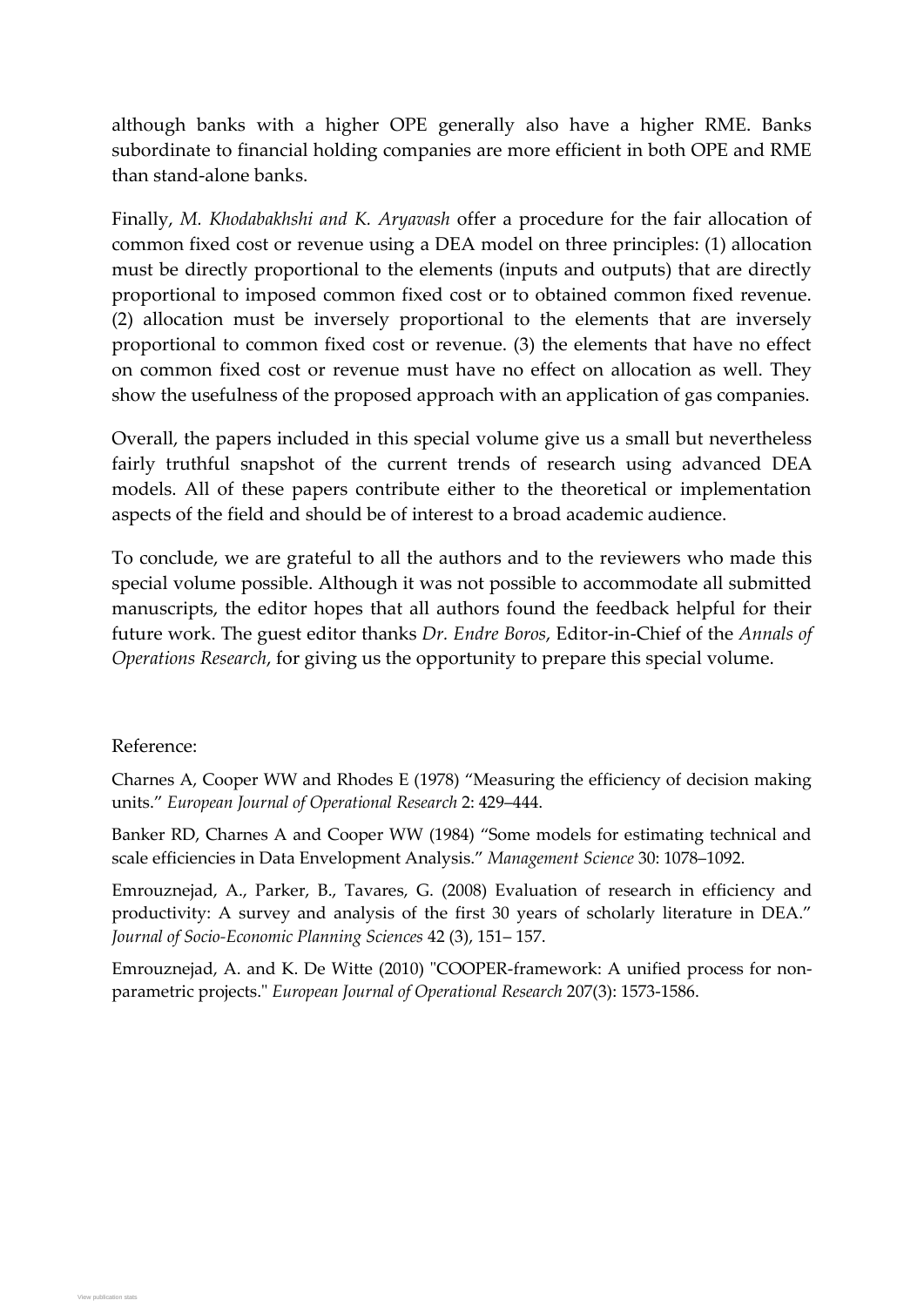although banks with a higher OPE generally also have a higher RME. Banks subordinate to financial holding companies are more efficient in both OPE and RME than stand-alone banks.

Finally, *M. Khodabakhshi and K. Aryavash* offer a procedure for the fair allocation of common fixed cost or revenue using a DEA model on three principles: (1) allocation must be directly proportional to the elements (inputs and outputs) that are directly proportional to imposed common fixed cost or to obtained common fixed revenue. (2) allocation must be inversely proportional to the elements that are inversely proportional to common fixed cost or revenue. (3) the elements that have no effect on common fixed cost or revenue must have no effect on allocation as well. They show the usefulness of the proposed approach with an application of gas companies.

Overall, the papers included in this special volume give us a small but nevertheless fairly truthful snapshot of the current trends of research using advanced DEA models. All of these papers contribute either to the theoretical or implementation aspects of the field and should be of interest to a broad academic audience.

To conclude, we are grateful to all the authors and to the reviewers who made this special volume possible. Although it was not possible to accommodate all submitted manuscripts, the editor hopes that all authors found the feedback helpful for their future work. The guest editor thanks *Dr. Endre Boros*, Editor-in-Chief of the *Annals of Operations Research*, for giving us the opportunity to prepare this special volume.

Reference:

Charnes A, Cooper WW and Rhodes E (1978) "Measuring the efficiency of decision making units." *European Journal of Operational Research* 2: 429–444.

Banker RD, Charnes A and Cooper WW (1984) "Some models for estimating technical and scale efficiencies in Data Envelopment Analysis." *Management Science* 30: 1078–1092.

Emrouznejad, A., Parker, B., Tavares, G. (2008) Evaluation of research in efficiency and productivity: A survey and analysis of the first 30 years of scholarly literature in DEA." *Journal of Socio-Economic Planning Sciences* 42 (3), 151– 157.

Emrouznejad, A. and K. De Witte (2010) "COOPER-framework: A unified process for non-parametric projects." *European Journal of Operational Research* 207(3): 1573-1586.